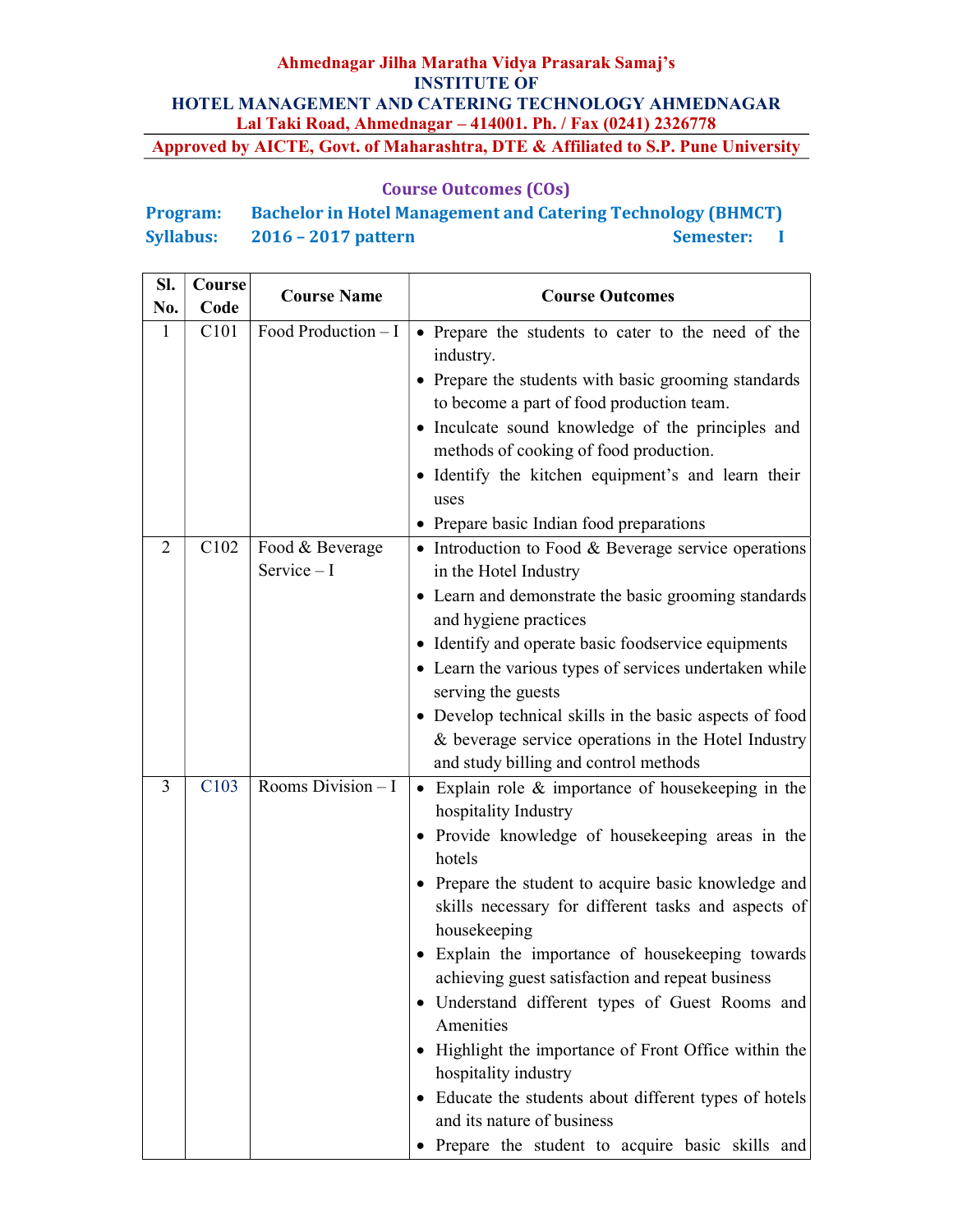**Ahmednagar Jilha Maratha Vidya Prasarak Samaj's**
**INSTITUTE OF**
**HOTEL MANAGEMENT AND CATERING TECHNOLOGY AHMEDNAGAR**
**Lal Taki Road, Ahmednagar – 414001. Ph. / Fax (0241) 2326778**

**Approved by AICTE, Govt. of Maharashtra, DTE & Affiliated to S.P. Pune University**

## Course Outcomes (COs)

**Program:** Bachelor in Hotel Management and Catering Technology (BHMCT)
**Syllabus:** 2016 – 2017 pattern **Semester:** I

| Sl. No. | Course Code | Course Name | Course Outcomes |
|---|---|---|---|
| 1 | C101 | Food Production – I | • Prepare the students to cater to the need of the industry.<br>• Prepare the students with basic grooming standards to become a part of food production team.<br>• Inculcate sound knowledge of the principles and methods of cooking of food production.<br>• Identify the kitchen equipment's and learn their uses<br>• Prepare basic Indian food preparations |
| 2 | C102 | Food & Beverage Service – I | • Introduction to Food & Beverage service operations in the Hotel Industry<br>• Learn and demonstrate the basic grooming standards and hygiene practices<br>• Identify and operate basic foodservice equipments<br>• Learn the various types of services undertaken while serving the guests<br>• Develop technical skills in the basic aspects of food & beverage service operations in the Hotel Industry and study billing and control methods |
| 3 | C103 | Rooms Division – I | • Explain role & importance of housekeeping in the hospitality Industry<br>• Provide knowledge of housekeeping areas in the hotels<br>• Prepare the student to acquire basic knowledge and skills necessary for different tasks and aspects of housekeeping<br>• Explain the importance of housekeeping towards achieving guest satisfaction and repeat business<br>• Understand different types of Guest Rooms and Amenities<br>• Highlight the importance of Front Office within the hospitality industry<br>• Educate the students about different types of hotels and its nature of business<br>• Prepare the student to acquire basic skills and |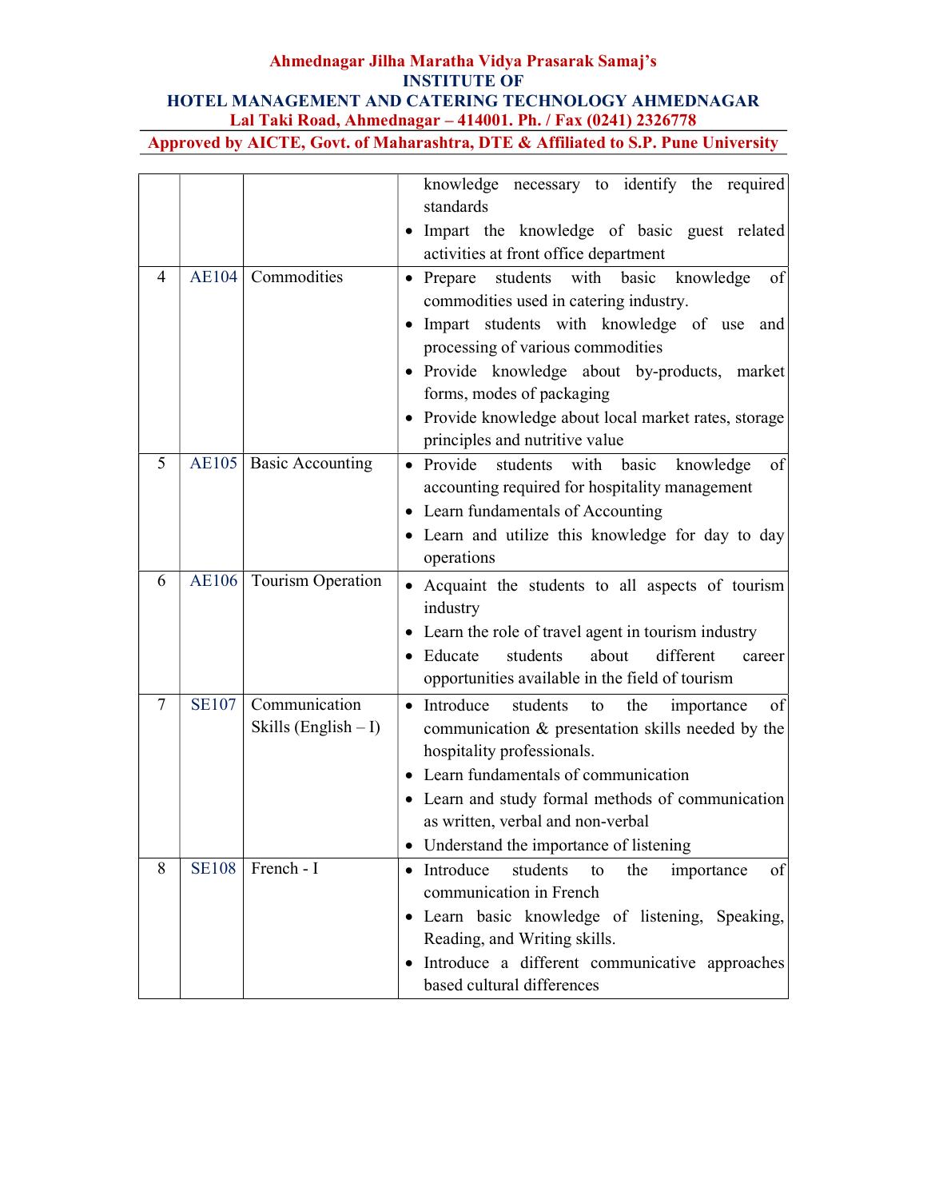| | | | |
|---|---|---|---|
| | | | knowledge necessary to identify the required standards<br>• Impart the knowledge of basic guest related activities at front office department |
| 4 | AE104 | Commodities | • Prepare students with basic knowledge of commodities used in catering industry.<br>• Impart students with knowledge of use and processing of various commodities<br>• Provide knowledge about by-products, market forms, modes of packaging<br>• Provide knowledge about local market rates, storage principles and nutritive value |
| 5 | AE105 | Basic Accounting | • Provide students with basic knowledge of accounting required for hospitality management<br>• Learn fundamentals of Accounting<br>• Learn and utilize this knowledge for day to day operations |
| 6 | AE106 | Tourism Operation | • Acquaint the students to all aspects of tourism industry<br>• Learn the role of travel agent in tourism industry<br>• Educate students about different career opportunities available in the field of tourism |
| 7 | SE107 | Communication Skills (English – I) | • Introduce students to the importance of communication & presentation skills needed by the hospitality professionals.<br>• Learn fundamentals of communication<br>• Learn and study formal methods of communication as written, verbal and non-verbal<br>• Understand the importance of listening |
| 8 | SE108 | French - I | • Introduce students to the importance of communication in French<br>• Learn basic knowledge of listening, Speaking, Reading, and Writing skills.<br>• Introduce a different communicative approaches based cultural differences |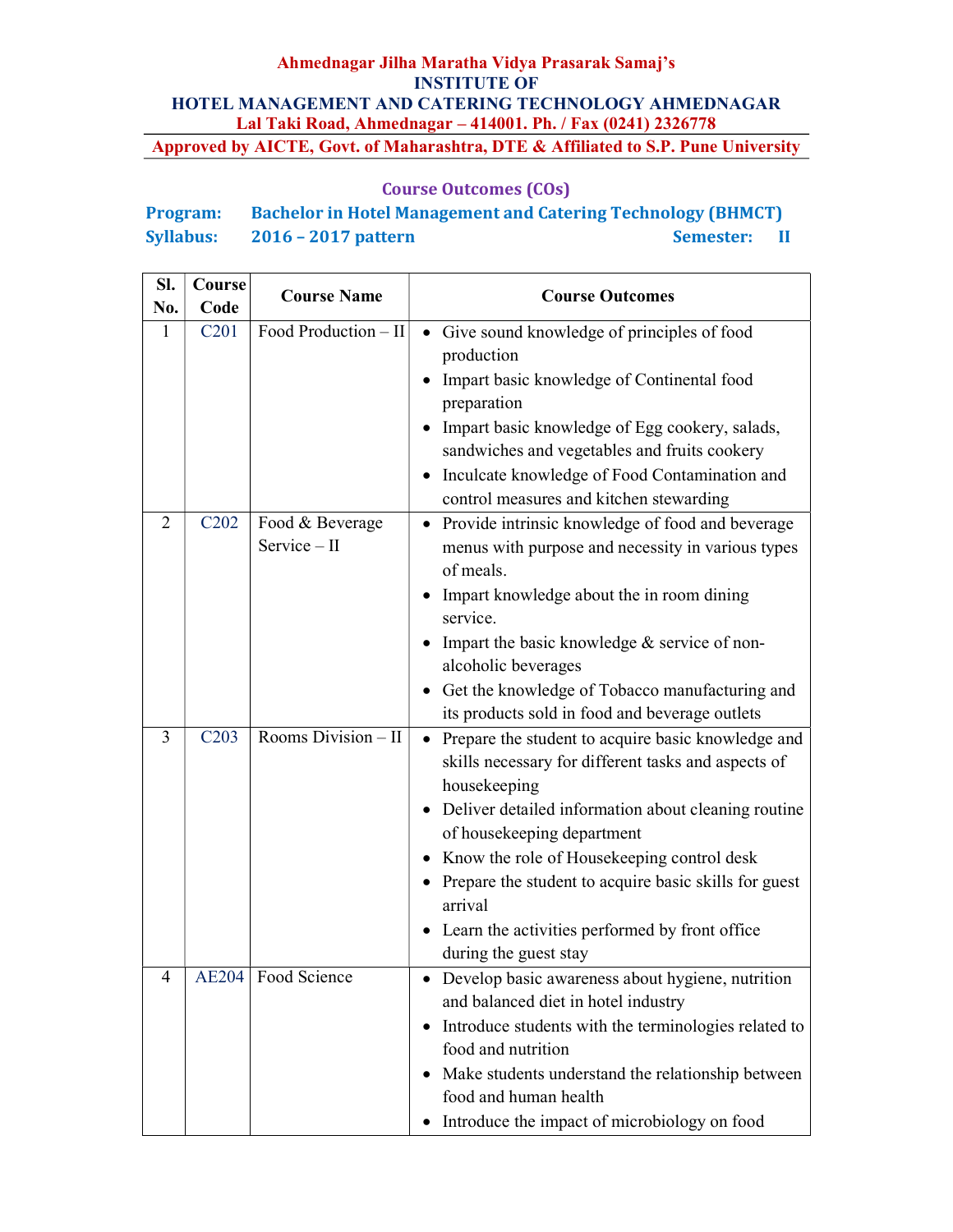**Ahmednagar Jilha Maratha Vidya Prasarak Samaj's**
**INSTITUTE OF**
**HOTEL MANAGEMENT AND CATERING TECHNOLOGY AHMEDNAGAR**
**Lal Taki Road, Ahmednagar – 414001. Ph. / Fax (0241) 2326778**
**Approved by AICTE, Govt. of Maharashtra, DTE & Affiliated to S.P. Pune University**

## Course Outcomes (COs)

**Program:** Bachelor in Hotel Management and Catering Technology (BHMCT)
**Syllabus:** 2016 – 2017 pattern **Semester:** II

| Sl. No. | Course Code | Course Name | Course Outcomes |
|---|---|---|---|
| 1 | C201 | Food Production – II | • Give sound knowledge of principles of food production<br>• Impart basic knowledge of Continental food preparation<br>• Impart basic knowledge of Egg cookery, salads, sandwiches and vegetables and fruits cookery<br>• Inculcate knowledge of Food Contamination and control measures and kitchen stewarding |
| 2 | C202 | Food & Beverage Service – II | • Provide intrinsic knowledge of food and beverage menus with purpose and necessity in various types of meals.<br>• Impart knowledge about the in room dining service.<br>• Impart the basic knowledge & service of non-alcoholic beverages<br>• Get the knowledge of Tobacco manufacturing and its products sold in food and beverage outlets |
| 3 | C203 | Rooms Division – II | • Prepare the student to acquire basic knowledge and skills necessary for different tasks and aspects of housekeeping<br>• Deliver detailed information about cleaning routine of housekeeping department<br>• Know the role of Housekeeping control desk<br>• Prepare the student to acquire basic skills for guest arrival<br>• Learn the activities performed by front office during the guest stay |
| 4 | AE204 | Food Science | • Develop basic awareness about hygiene, nutrition and balanced diet in hotel industry<br>• Introduce students with the terminologies related to food and nutrition<br>• Make students understand the relationship between food and human health<br>• Introduce the impact of microbiology on food |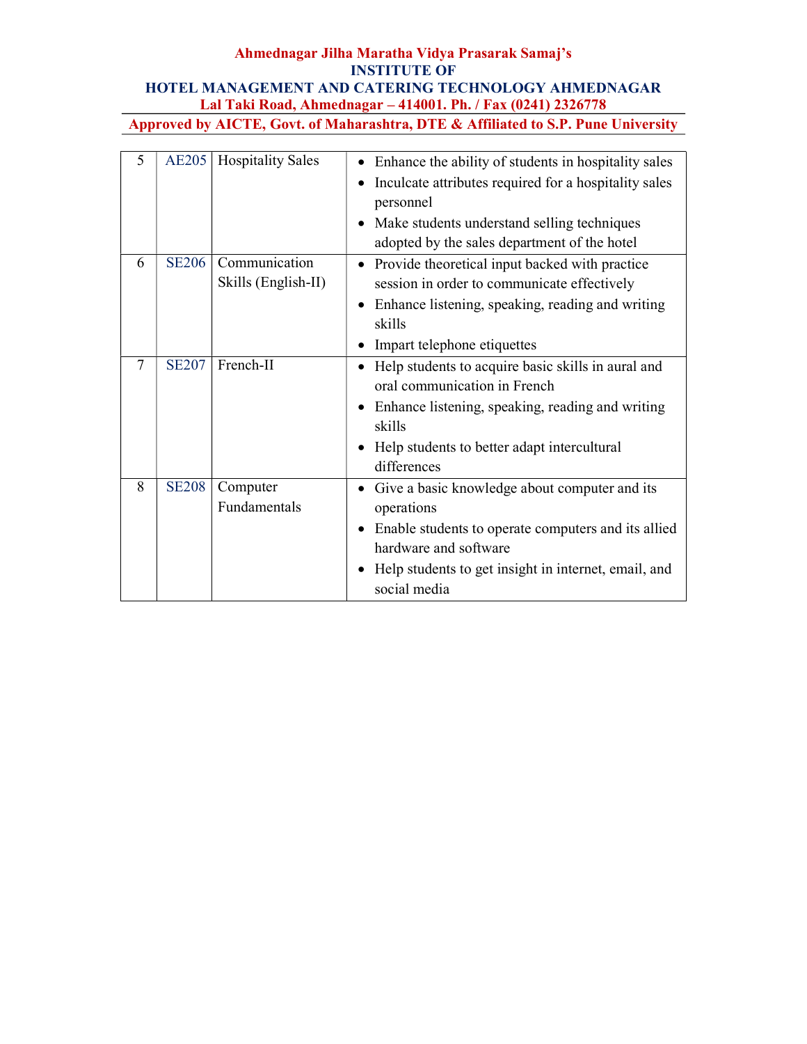| 5 | AE205 | Hospitality Sales | • Enhance the ability of students in hospitality sales<br>• Inculcate attributes required for a hospitality sales personnel<br>• Make students understand selling techniques adopted by the sales department of the hotel |
|---|---|---|---|
| 6 | SE206 | Communication Skills (English-II) | • Provide theoretical input backed with practice session in order to communicate effectively<br>• Enhance listening, speaking, reading and writing skills<br>• Impart telephone etiquettes |
| 7 | SE207 | French-II | • Help students to acquire basic skills in aural and oral communication in French<br>• Enhance listening, speaking, reading and writing skills<br>• Help students to better adapt intercultural differences |
| 8 | SE208 | Computer Fundamentals | • Give a basic knowledge about computer and its operations<br>• Enable students to operate computers and its allied hardware and software<br>• Help students to get insight in internet, email, and social media |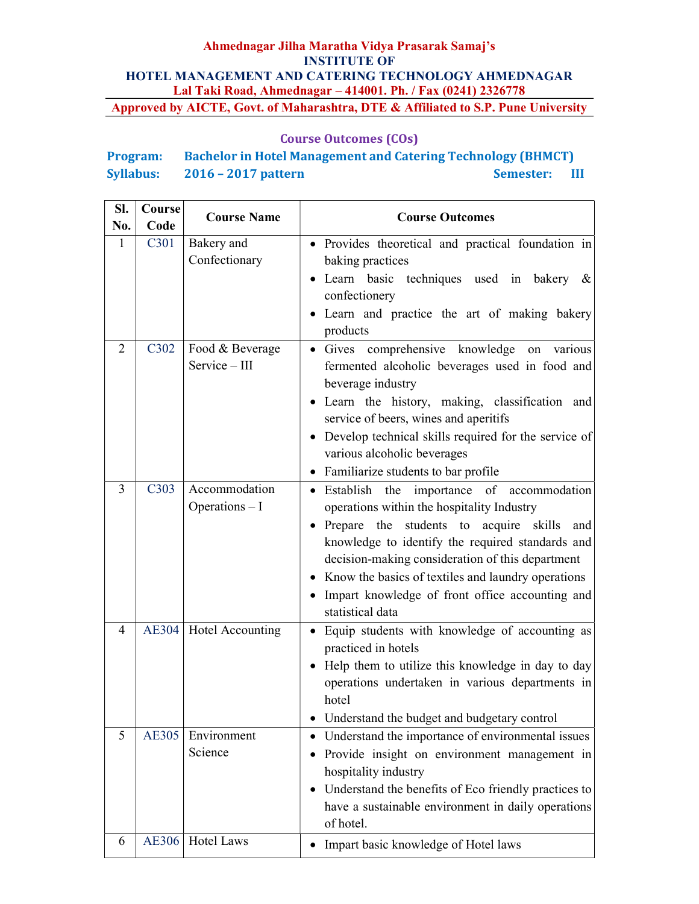**Ahmednagar Jilha Maratha Vidya Prasarak Samaj's**
**INSTITUTE OF**
**HOTEL MANAGEMENT AND CATERING TECHNOLOGY AHMEDNAGAR**
**Lal Taki Road, Ahmednagar – 414001. Ph. / Fax (0241) 2326778**
**Approved by AICTE, Govt. of Maharashtra, DTE & Affiliated to S.P. Pune University**

## Course Outcomes (COs)

**Program:** Bachelor in Hotel Management and Catering Technology (BHMCT)
**Syllabus:** 2016 – 2017 pattern **Semester:** III

| Sl. No. | Course Code | Course Name | Course Outcomes |
|---|---|---|---|
| 1 | C301 | Bakery and Confectionary | • Provides theoretical and practical foundation in baking practices<br>• Learn basic techniques used in bakery & confectionery<br>• Learn and practice the art of making bakery products |
| 2 | C302 | Food & Beverage Service – III | • Gives comprehensive knowledge on various fermented alcoholic beverages used in food and beverage industry<br>• Learn the history, making, classification and service of beers, wines and aperitifs<br>• Develop technical skills required for the service of various alcoholic beverages<br>• Familiarize students to bar profile |
| 3 | C303 | Accommodation Operations – I | • Establish the importance of accommodation operations within the hospitality Industry<br>• Prepare the students to acquire skills and knowledge to identify the required standards and decision-making consideration of this department<br>• Know the basics of textiles and laundry operations<br>• Impart knowledge of front office accounting and statistical data |
| 4 | AE304 | Hotel Accounting | • Equip students with knowledge of accounting as practiced in hotels<br>• Help them to utilize this knowledge in day to day operations undertaken in various departments in hotel<br>• Understand the budget and budgetary control |
| 5 | AE305 | Environment Science | • Understand the importance of environmental issues<br>• Provide insight on environment management in hospitality industry<br>• Understand the benefits of Eco friendly practices to have a sustainable environment in daily operations of hotel. |
| 6 | AE306 | Hotel Laws | • Impart basic knowledge of Hotel laws |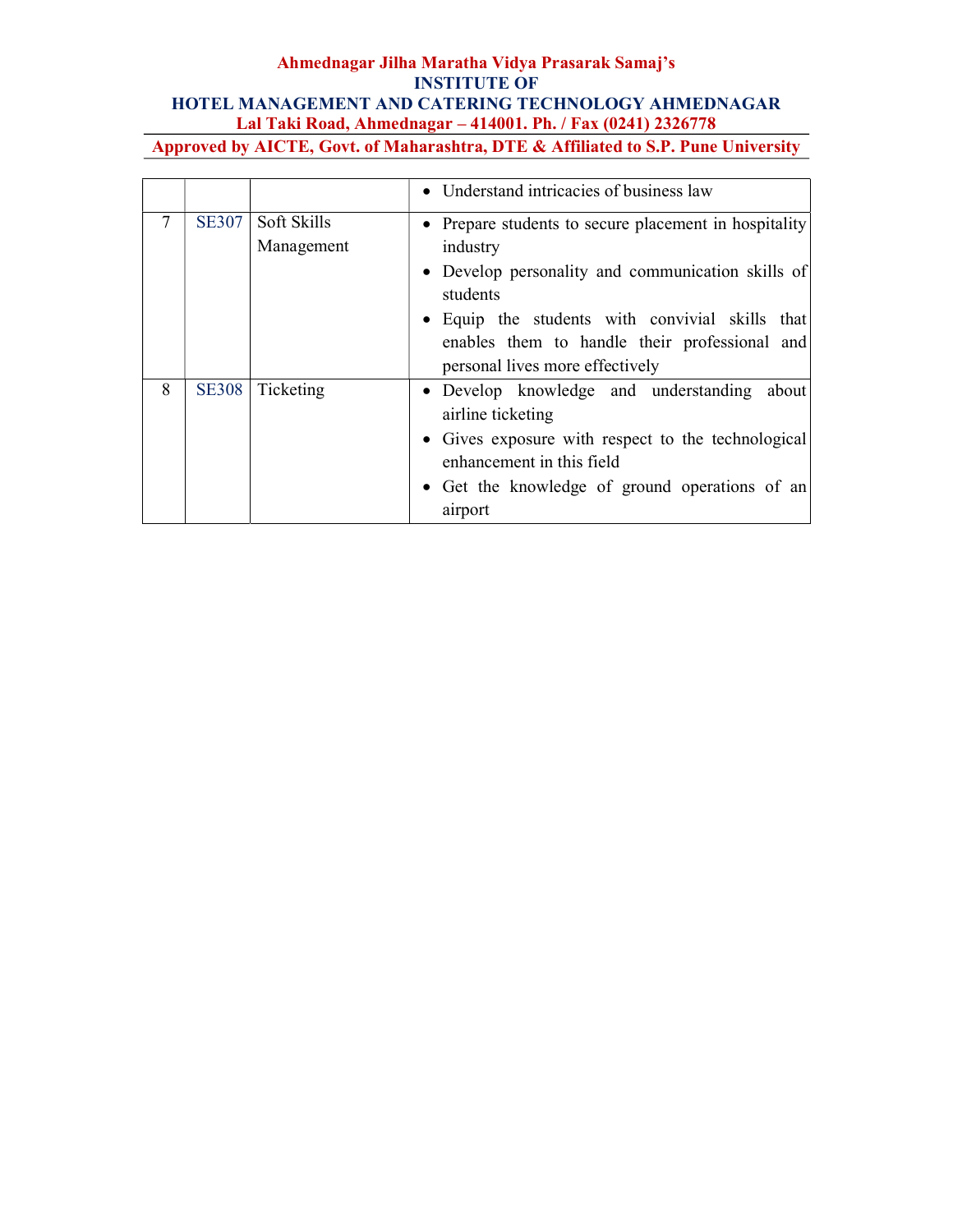|  |  |  |  |
|---|---|---|---|
|  |  |  | • Understand intricacies of business law |
| 7 | SE307 | Soft Skills Management | • Prepare students to secure placement in hospitality industry<br>• Develop personality and communication skills of students<br>• Equip the students with convivial skills that enables them to handle their professional and personal lives more effectively |
| 8 | SE308 | Ticketing | • Develop knowledge and understanding about airline ticketing<br>• Gives exposure with respect to the technological enhancement in this field<br>• Get the knowledge of ground operations of an airport |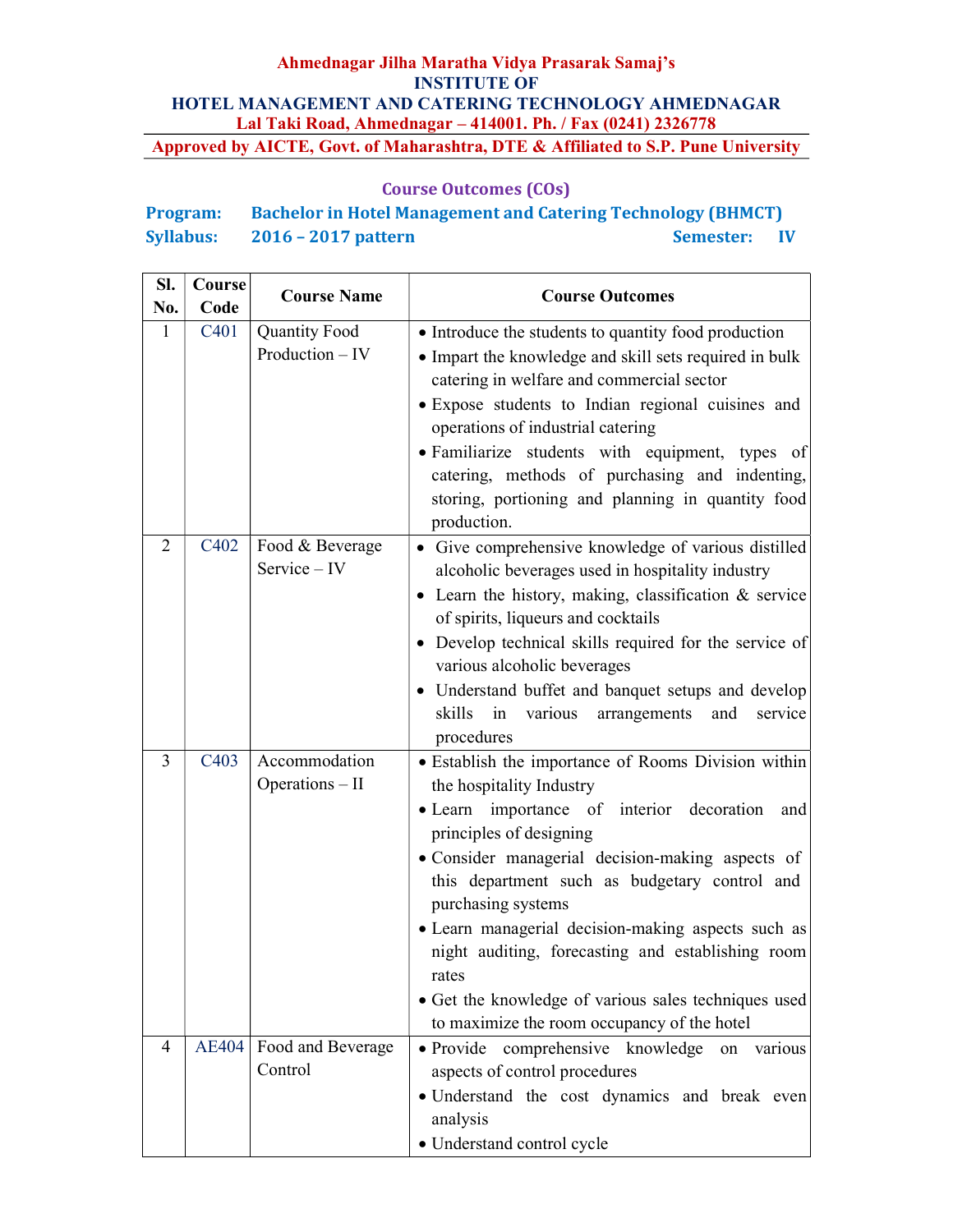**Ahmednagar Jilha Maratha Vidya Prasarak Samaj's**
**INSTITUTE OF**
**HOTEL MANAGEMENT AND CATERING TECHNOLOGY AHMEDNAGAR**
**Lal Taki Road, Ahmednagar – 414001. Ph. / Fax (0241) 2326778**
**Approved by AICTE, Govt. of Maharashtra, DTE & Affiliated to S.P. Pune University**

## Course Outcomes (COs)

**Program:** Bachelor in Hotel Management and Catering Technology (BHMCT)
**Syllabus:** 2016 – 2017 pattern **Semester:** IV

| Sl. No. | Course Code | Course Name | Course Outcomes |
|---|---|---|---|
| 1 | C401 | Quantity Food Production – IV | • Introduce the students to quantity food production<br>• Impart the knowledge and skill sets required in bulk catering in welfare and commercial sector<br>• Expose students to Indian regional cuisines and operations of industrial catering<br>• Familiarize students with equipment, types of catering, methods of purchasing and indenting, storing, portioning and planning in quantity food production. |
| 2 | C402 | Food & Beverage Service – IV | • Give comprehensive knowledge of various distilled alcoholic beverages used in hospitality industry<br>• Learn the history, making, classification & service of spirits, liqueurs and cocktails<br>• Develop technical skills required for the service of various alcoholic beverages<br>• Understand buffet and banquet setups and develop skills in various arrangements and service procedures |
| 3 | C403 | Accommodation Operations – II | • Establish the importance of Rooms Division within the hospitality Industry<br>• Learn importance of interior decoration and principles of designing<br>• Consider managerial decision-making aspects of this department such as budgetary control and purchasing systems<br>• Learn managerial decision-making aspects such as night auditing, forecasting and establishing room rates<br>• Get the knowledge of various sales techniques used to maximize the room occupancy of the hotel |
| 4 | AE404 | Food and Beverage Control | • Provide comprehensive knowledge on various aspects of control procedures<br>• Understand the cost dynamics and break even analysis<br>• Understand control cycle |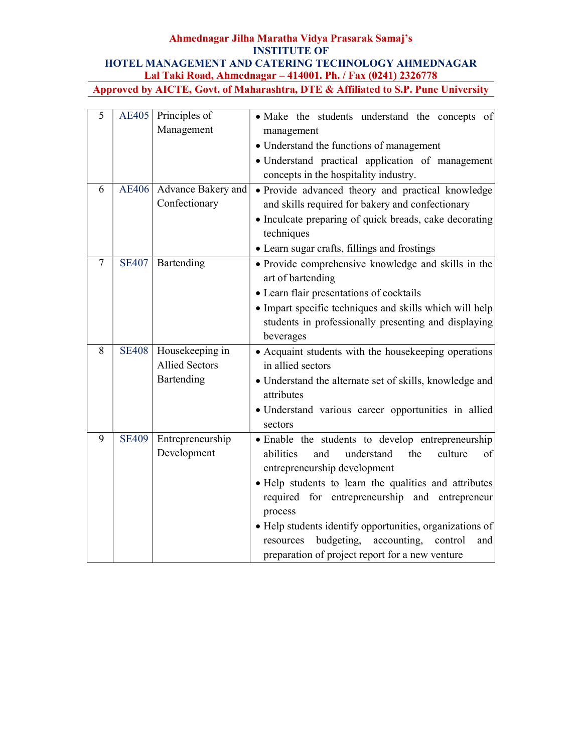| 5 | AE405 | Principles of Management | • Make the students understand the concepts of management<br>• Understand the functions of management<br>• Understand practical application of management concepts in the hospitality industry. |
|---|---|---|---|
| 6 | AE406 | Advance Bakery and Confectionary | • Provide advanced theory and practical knowledge and skills required for bakery and confectionary<br>• Inculcate preparing of quick breads, cake decorating techniques<br>• Learn sugar crafts, fillings and frostings |
| 7 | SE407 | Bartending | • Provide comprehensive knowledge and skills in the art of bartending<br>• Learn flair presentations of cocktails<br>• Impart specific techniques and skills which will help students in professionally presenting and displaying beverages |
| 8 | SE408 | Housekeeping in Allied Sectors Bartending | • Acquaint students with the housekeeping operations in allied sectors<br>• Understand the alternate set of skills, knowledge and attributes<br>• Understand various career opportunities in allied sectors |
| 9 | SE409 | Entrepreneurship Development | • Enable the students to develop entrepreneurship abilities and understand the culture of entrepreneurship development<br>• Help students to learn the qualities and attributes required for entrepreneurship and entrepreneur process<br>• Help students identify opportunities, organizations of resources budgeting, accounting, control and preparation of project report for a new venture |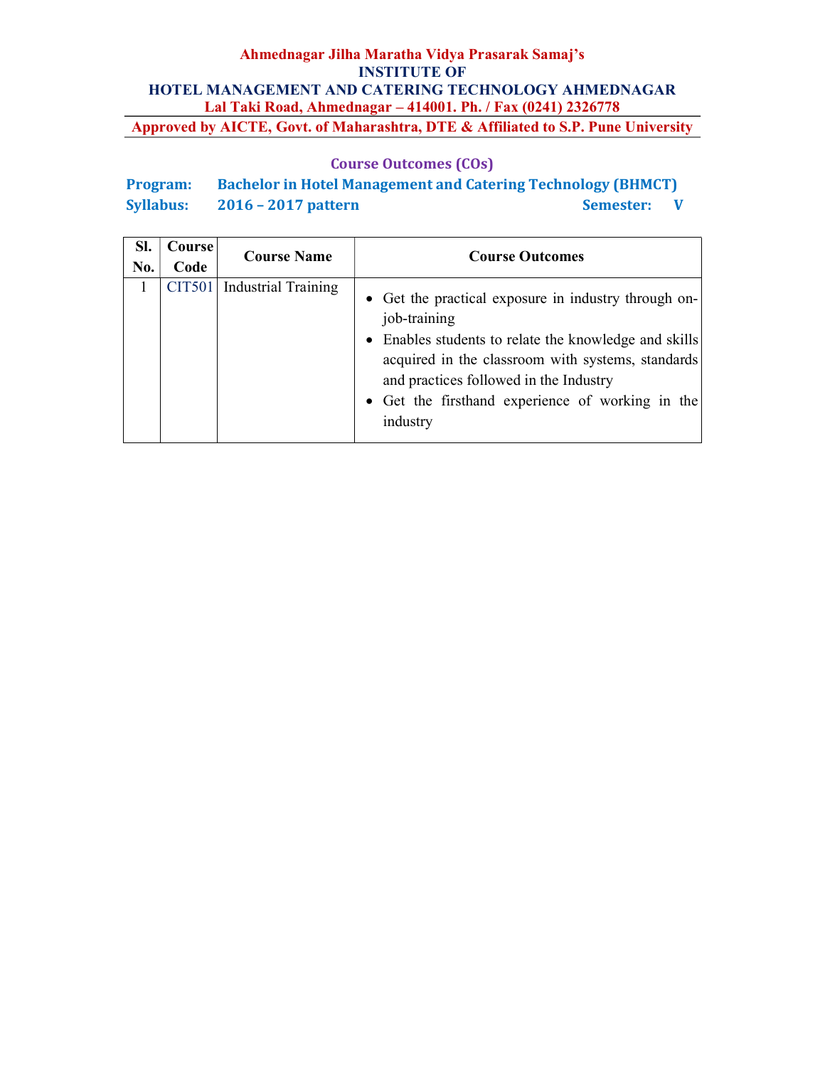**Ahmednagar Jilha Maratha Vidya Prasarak Samaj's**
**INSTITUTE OF**
**HOTEL MANAGEMENT AND CATERING TECHNOLOGY AHMEDNAGAR**
**Lal Taki Road, Ahmednagar – 414001. Ph. / Fax (0241) 2326778**
**Approved by AICTE, Govt. of Maharashtra, DTE & Affiliated to S.P. Pune University**

## Course Outcomes (COs)

**Program:** Bachelor in Hotel Management and Catering Technology (BHMCT)
**Syllabus:** 2016 – 2017 pattern **Semester:** V

| Sl. No. | Course Code | Course Name | Course Outcomes |
|---|---|---|---|
| 1 | CIT501 | Industrial Training | • Get the practical exposure in industry through on-job-training<br>• Enables students to relate the knowledge and skills acquired in the classroom with systems, standards and practices followed in the Industry<br>• Get the firsthand experience of working in the industry |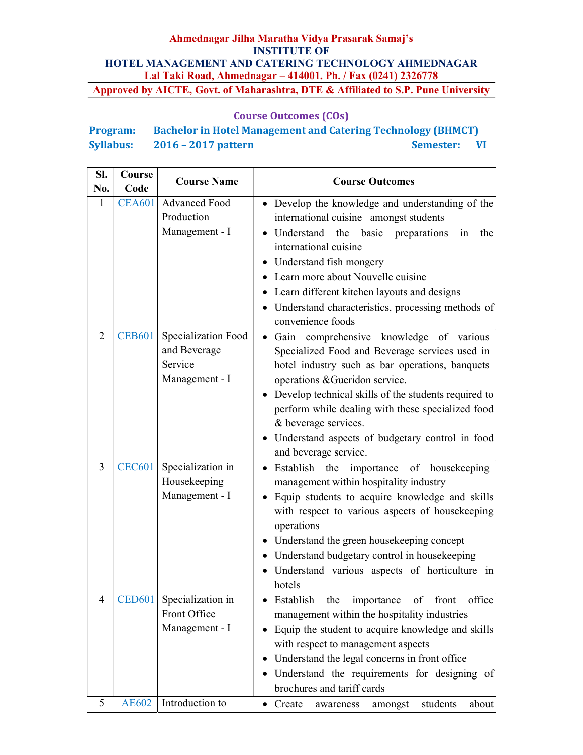**Ahmednagar Jilha Maratha Vidya Prasarak Samaj's**
**INSTITUTE OF**
**HOTEL MANAGEMENT AND CATERING TECHNOLOGY AHMEDNAGAR**
**Lal Taki Road, Ahmednagar – 414001. Ph. / Fax (0241) 2326778**
**Approved by AICTE, Govt. of Maharashtra, DTE & Affiliated to S.P. Pune University**

## Course Outcomes (COs)

**Program:** Bachelor in Hotel Management and Catering Technology (BHMCT)
**Syllabus:** 2016 – 2017 pattern **Semester:** VI

| Sl. No. | Course Code | Course Name | Course Outcomes |
|---|---|---|---|
| 1 | CEA601 | Advanced Food Production Management - I | • Develop the knowledge and understanding of the international cuisine amongst students<br>• Understand the basic preparations in the international cuisine<br>• Understand fish mongery<br>• Learn more about Nouvelle cuisine<br>• Learn different kitchen layouts and designs<br>• Understand characteristics, processing methods of convenience foods |
| 2 | CEB601 | Specialization Food and Beverage Service Management - I | • Gain comprehensive knowledge of various Specialized Food and Beverage services used in hotel industry such as bar operations, banquets operations &Gueridon service.<br>• Develop technical skills of the students required to perform while dealing with these specialized food & beverage services.<br>• Understand aspects of budgetary control in food and beverage service. |
| 3 | CEC601 | Specialization in Housekeeping Management - I | • Establish the importance of housekeeping management within hospitality industry<br>• Equip students to acquire knowledge and skills with respect to various aspects of housekeeping operations<br>• Understand the green housekeeping concept<br>• Understand budgetary control in housekeeping<br>• Understand various aspects of horticulture in hotels |
| 4 | CED601 | Specialization in Front Office Management - I | • Establish the importance of front office management within the hospitality industries<br>• Equip the student to acquire knowledge and skills with respect to management aspects<br>• Understand the legal concerns in front office<br>• Understand the requirements for designing of brochures and tariff cards |
| 5 | AE602 | Introduction to | • Create awareness amongst students about |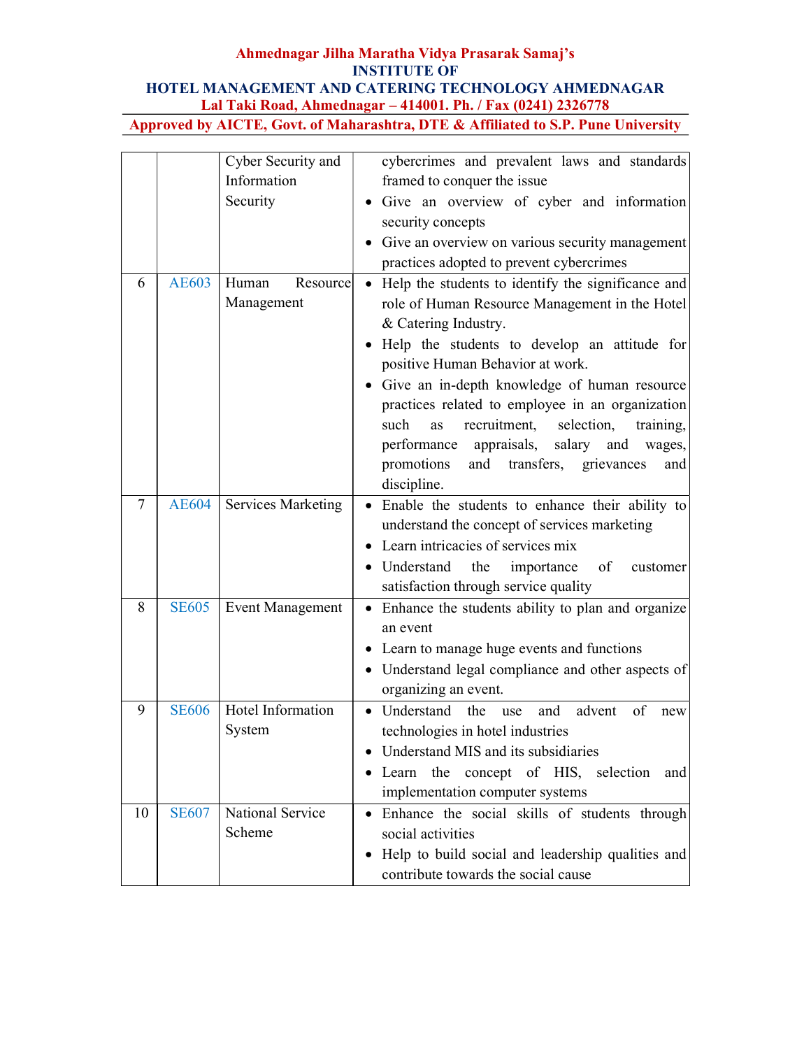| | | | |
|---|---|---|---|
| | | Cyber Security and Information Security | cybercrimes and prevalent laws and standards framed to conquer the issue<br>• Give an overview of cyber and information security concepts<br>• Give an overview on various security management practices adopted to prevent cybercrimes |
| 6 | AE603 | Human Resource Management | • Help the students to identify the significance and role of Human Resource Management in the Hotel & Catering Industry.<br>• Help the students to develop an attitude for positive Human Behavior at work.<br>• Give an in-depth knowledge of human resource practices related to employee in an organization such as recruitment, selection, training, performance appraisals, salary and wages, promotions and transfers, grievances and discipline. |
| 7 | AE604 | Services Marketing | • Enable the students to enhance their ability to understand the concept of services marketing<br>• Learn intricacies of services mix<br>• Understand the importance of customer satisfaction through service quality |
| 8 | SE605 | Event Management | • Enhance the students ability to plan and organize an event<br>• Learn to manage huge events and functions<br>• Understand legal compliance and other aspects of organizing an event. |
| 9 | SE606 | Hotel Information System | • Understand the use and advent of new technologies in hotel industries<br>• Understand MIS and its subsidiaries<br>• Learn the concept of HIS, selection and implementation computer systems |
| 10 | SE607 | National Service Scheme | • Enhance the social skills of students through social activities<br>• Help to build social and leadership qualities and contribute towards the social cause |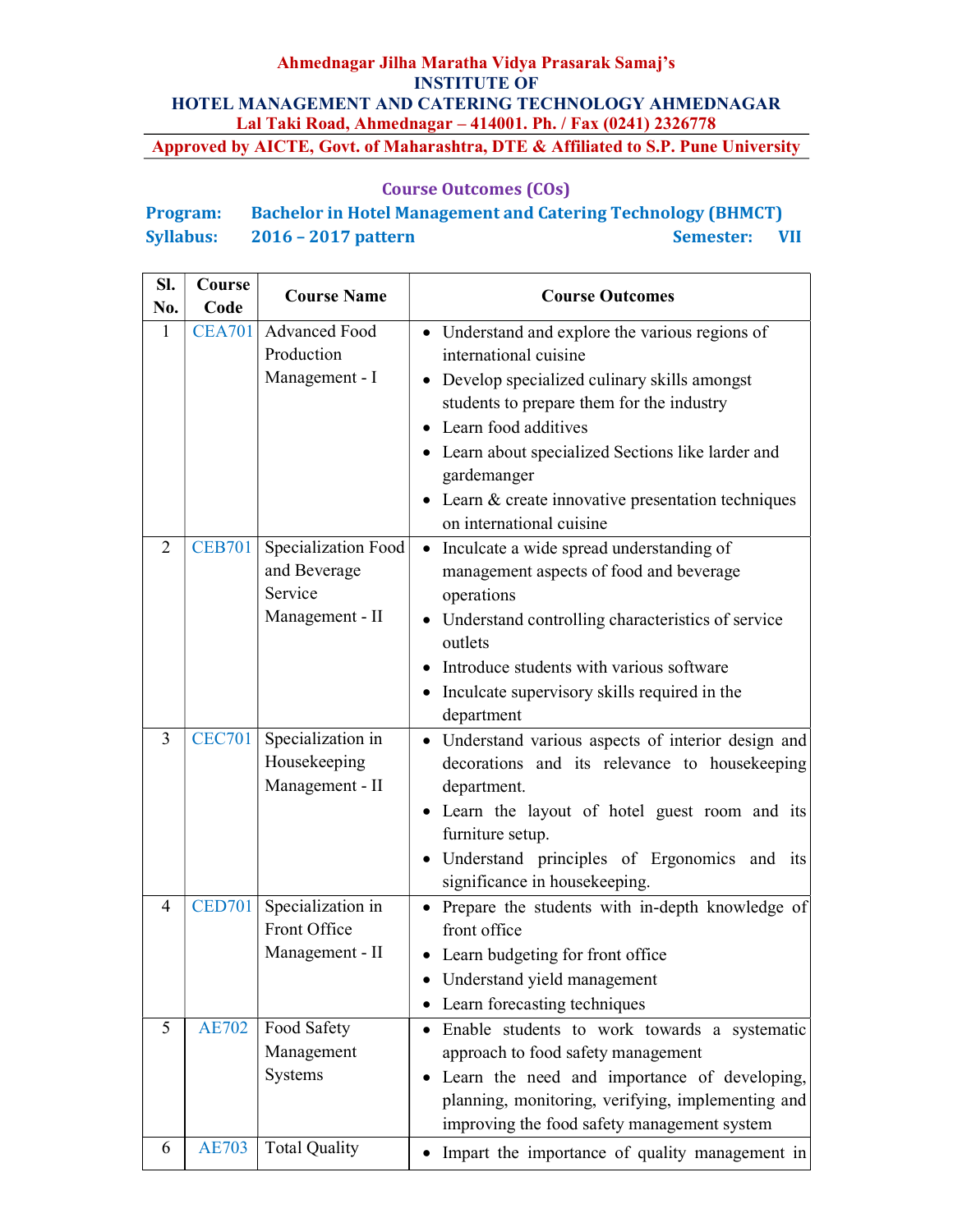**Ahmednagar Jilha Maratha Vidya Prasarak Samaj's**
**INSTITUTE OF**
**HOTEL MANAGEMENT AND CATERING TECHNOLOGY AHMEDNAGAR**
**Lal Taki Road, Ahmednagar – 414001. Ph. / Fax (0241) 2326778**

**Approved by AICTE, Govt. of Maharashtra, DTE & Affiliated to S.P. Pune University**

## Course Outcomes (COs)

**Program:** **Bachelor in Hotel Management and Catering Technology (BHMCT)**
**Syllabus:** **2016 – 2017 pattern** **Semester:** **VII**

| Sl. No. | Course Code | Course Name | Course Outcomes |
|---|---|---|---|
| 1 | CEA701 | Advanced Food Production Management - I | • Understand and explore the various regions of international cuisine<br>• Develop specialized culinary skills amongst students to prepare them for the industry<br>• Learn food additives<br>• Learn about specialized Sections like larder and gardemanger<br>• Learn & create innovative presentation techniques on international cuisine |
| 2 | CEB701 | Specialization Food and Beverage Service Management - II | • Inculcate a wide spread understanding of management aspects of food and beverage operations<br>• Understand controlling characteristics of service outlets<br>• Introduce students with various software<br>• Inculcate supervisory skills required in the department |
| 3 | CEC701 | Specialization in Housekeeping Management - II | • Understand various aspects of interior design and decorations and its relevance to housekeeping department.<br>• Learn the layout of hotel guest room and its furniture setup.<br>• Understand principles of Ergonomics and its significance in housekeeping. |
| 4 | CED701 | Specialization in Front Office Management - II | • Prepare the students with in-depth knowledge of front office<br>• Learn budgeting for front office<br>• Understand yield management<br>• Learn forecasting techniques |
| 5 | AE702 | Food Safety Management Systems | • Enable students to work towards a systematic approach to food safety management<br>• Learn the need and importance of developing, planning, monitoring, verifying, implementing and improving the food safety management system |
| 6 | AE703 | Total Quality | • Impart the importance of quality management in |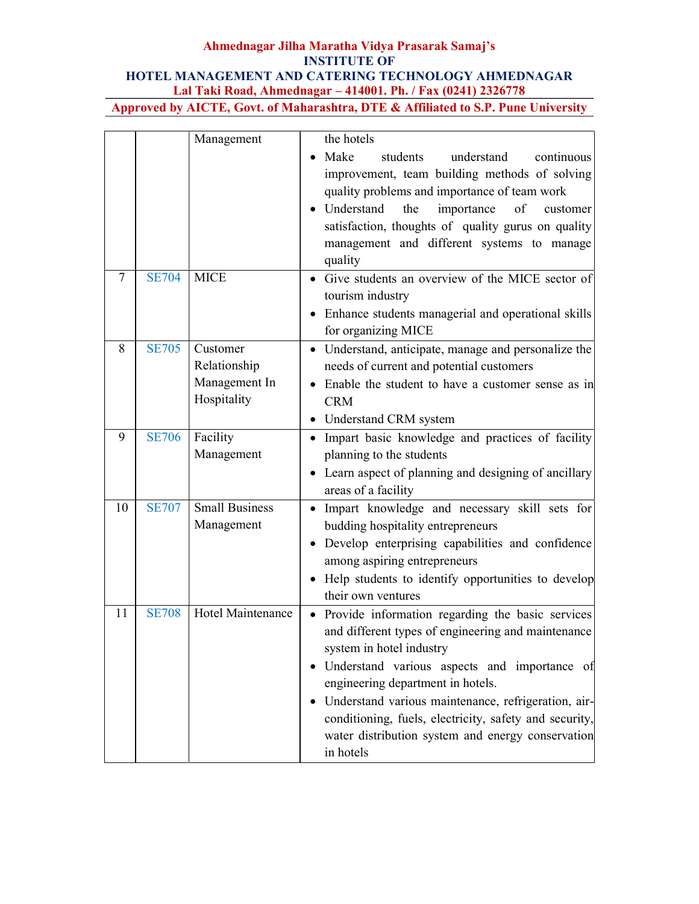| | | Management | the hotels<br>• Make students understand continuous improvement, team building methods of solving quality problems and importance of team work<br>• Understand the importance of customer satisfaction, thoughts of quality gurus on quality management and different systems to manage quality |
|---|---|---|---|
| 7 | SE704 | MICE | • Give students an overview of the MICE sector of tourism industry<br>• Enhance students managerial and operational skills for organizing MICE |
| 8 | SE705 | Customer Relationship Management In Hospitality | • Understand, anticipate, manage and personalize the needs of current and potential customers<br>• Enable the student to have a customer sense as in CRM<br>• Understand CRM system |
| 9 | SE706 | Facility Management | • Impart basic knowledge and practices of facility planning to the students<br>• Learn aspect of planning and designing of ancillary areas of a facility |
| 10 | SE707 | Small Business Management | • Impart knowledge and necessary skill sets for budding hospitality entrepreneurs<br>• Develop enterprising capabilities and confidence among aspiring entrepreneurs<br>• Help students to identify opportunities to develop their own ventures |
| 11 | SE708 | Hotel Maintenance | • Provide information regarding the basic services and different types of engineering and maintenance system in hotel industry<br>• Understand various aspects and importance of engineering department in hotels.<br>• Understand various maintenance, refrigeration, air-conditioning, fuels, electricity, safety and security, water distribution system and energy conservation in hotels |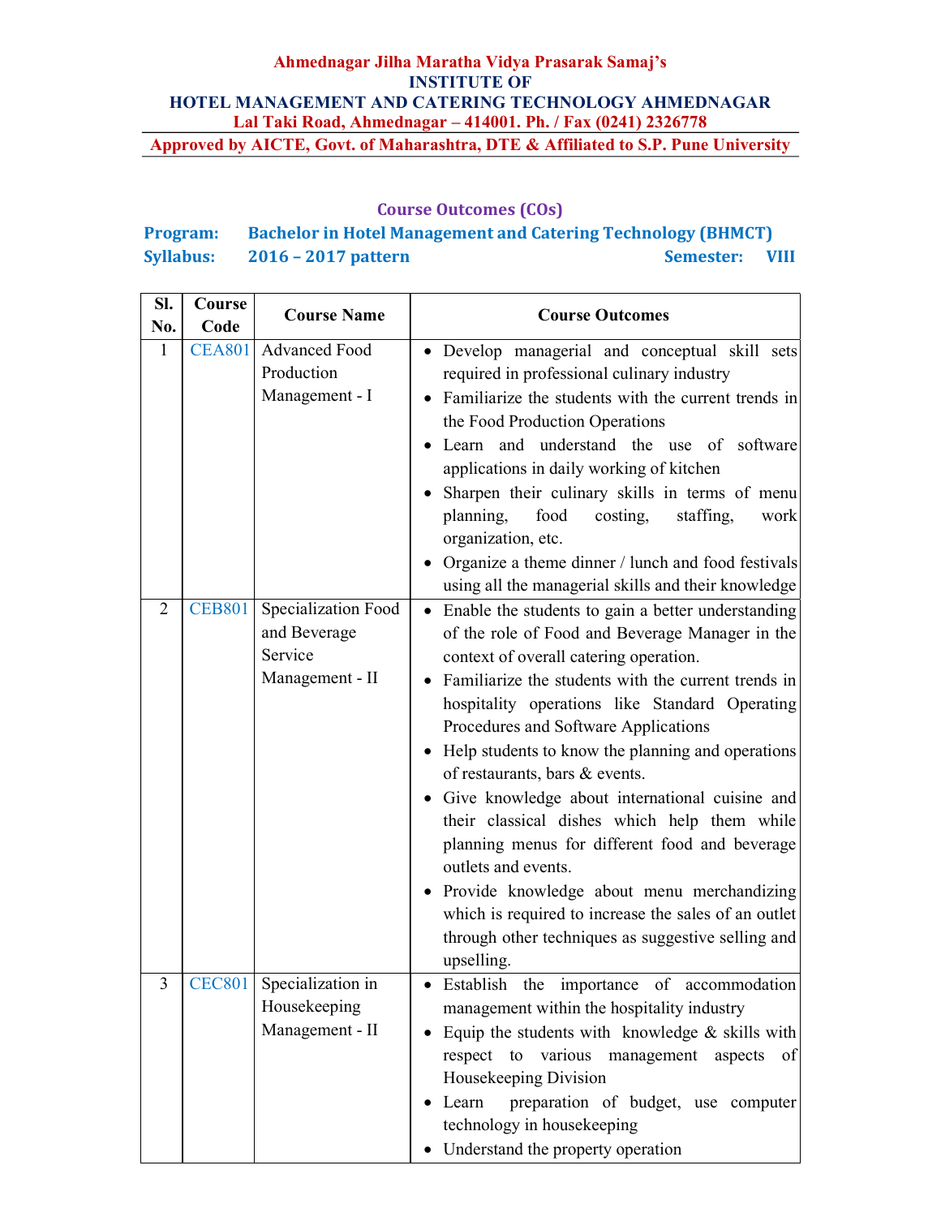**Ahmednagar Jilha Maratha Vidya Prasarak Samaj's**
**INSTITUTE OF**
**HOTEL MANAGEMENT AND CATERING TECHNOLOGY AHMEDNAGAR**
**Lal Taki Road, Ahmednagar – 414001. Ph. / Fax (0241) 2326778**
**Approved by AICTE, Govt. of Maharashtra, DTE & Affiliated to S.P. Pune University**

## Course Outcomes (COs)

**Program:** Bachelor in Hotel Management and Catering Technology (BHMCT)
**Syllabus:** 2016 – 2017 pattern **Semester:** VIII

| Sl. No. | Course Code | Course Name | Course Outcomes |
|---|---|---|---|
| 1 | CEA801 | Advanced Food Production Management - I | • Develop managerial and conceptual skill sets required in professional culinary industry<br>• Familiarize the students with the current trends in the Food Production Operations<br>• Learn and understand the use of software applications in daily working of kitchen<br>• Sharpen their culinary skills in terms of menu planning, food costing, staffing, work organization, etc.<br>• Organize a theme dinner / lunch and food festivals using all the managerial skills and their knowledge |
| 2 | CEB801 | Specialization Food and Beverage Service Management - II | • Enable the students to gain a better understanding of the role of Food and Beverage Manager in the context of overall catering operation.<br>• Familiarize the students with the current trends in hospitality operations like Standard Operating Procedures and Software Applications<br>• Help students to know the planning and operations of restaurants, bars & events.<br>• Give knowledge about international cuisine and their classical dishes which help them while planning menus for different food and beverage outlets and events.<br>• Provide knowledge about menu merchandizing which is required to increase the sales of an outlet through other techniques as suggestive selling and upselling. |
| 3 | CEC801 | Specialization in Housekeeping Management - II | • Establish the importance of accommodation management within the hospitality industry<br>• Equip the students with knowledge & skills with respect to various management aspects of Housekeeping Division<br>• Learn preparation of budget, use computer technology in housekeeping<br>• Understand the property operation |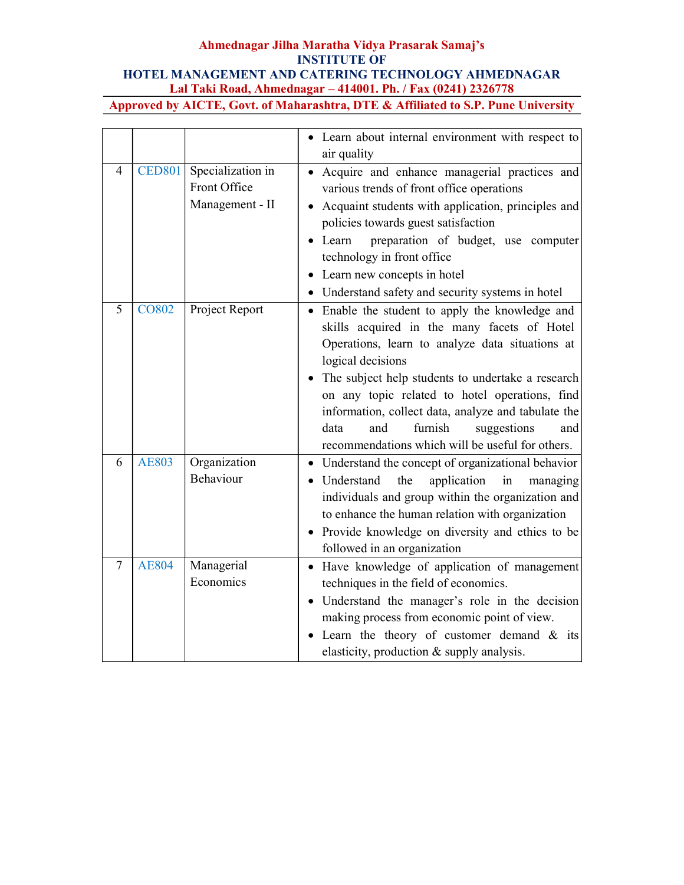| | | | |
|---|---|---|---|
| | | | • Learn about internal environment with respect to air quality |
| 4 | CED801 | Specialization in Front Office Management - II | • Acquire and enhance managerial practices and various trends of front office operations<br>• Acquaint students with application, principles and policies towards guest satisfaction<br>• Learn preparation of budget, use computer technology in front office<br>• Learn new concepts in hotel<br>• Understand safety and security systems in hotel |
| 5 | CO802 | Project Report | • Enable the student to apply the knowledge and skills acquired in the many facets of Hotel Operations, learn to analyze data situations at logical decisions<br>• The subject help students to undertake a research on any topic related to hotel operations, find information, collect data, analyze and tabulate the data and furnish suggestions and recommendations which will be useful for others. |
| 6 | AE803 | Organization Behaviour | • Understand the concept of organizational behavior<br>• Understand the application in managing individuals and group within the organization and to enhance the human relation with organization<br>• Provide knowledge on diversity and ethics to be followed in an organization |
| 7 | AE804 | Managerial Economics | • Have knowledge of application of management techniques in the field of economics.<br>• Understand the manager's role in the decision making process from economic point of view.<br>• Learn the theory of customer demand & its elasticity, production & supply analysis. |